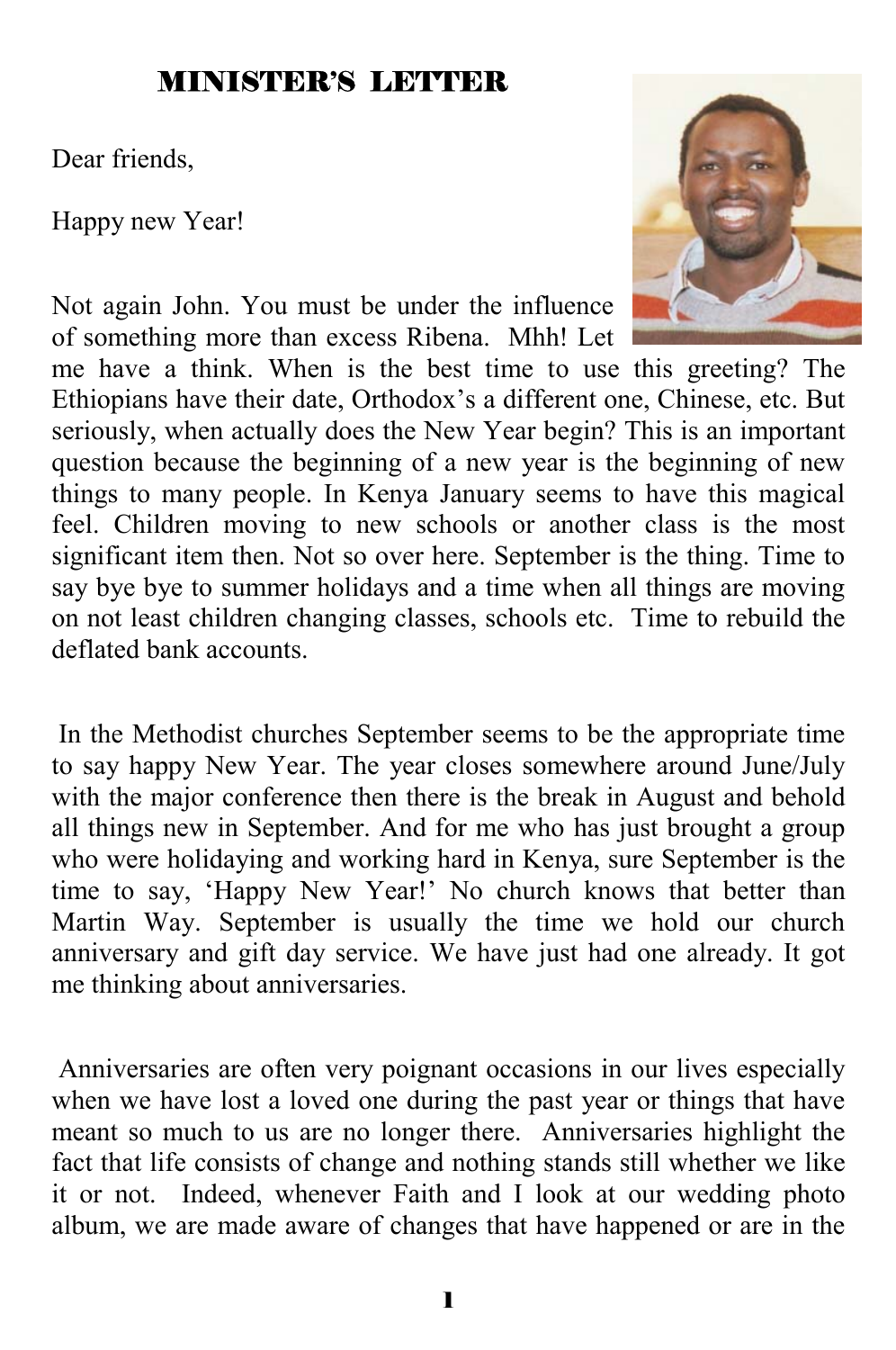# MINISTER'S LETTER

Dear friends,

Happy new Year!

Not again John. You must be under the influence of something more than excess Ribena. Mhh! Let me have a think. When is the best time to use this greeting? The Ethiopians have their date, Orthodox's a different one, Chinese, etc. But seriously, when actually does the New Year begin? This is an important question because the beginning of a new year is the beginning of new things to many people. In Kenya January seems to have this magical feel. Children moving to new schools or another class is the most significant item then. Not so over here. September is the thing. Time to say bye bye to summer holidays and a time when all things are moving on not least children changing classes, schools etc. Time to rebuild the deflated bank accounts.

In the Methodist churches September seems to be the appropriate time to say happy New Year. The year closes somewhere around June/July with the major conference then there is the break in August and behold all things new in September. And for me who has just brought a group who were holidaying and working hard in Kenya, sure September is the time to say, 'Happy New Year!' No church knows that better than Martin Way. September is usually the time we hold our church anniversary and gift day service. We have just had one already. It got me thinking about anniversaries.

Anniversaries are often very poignant occasions in our lives especially when we have lost a loved one during the past year or things that have meant so much to us are no longer there. Anniversaries highlight the fact that life consists of change and nothing stands still whether we like it or not. Indeed, whenever Faith and I look at our wedding photo album, we are made aware of changes that have happened or are in the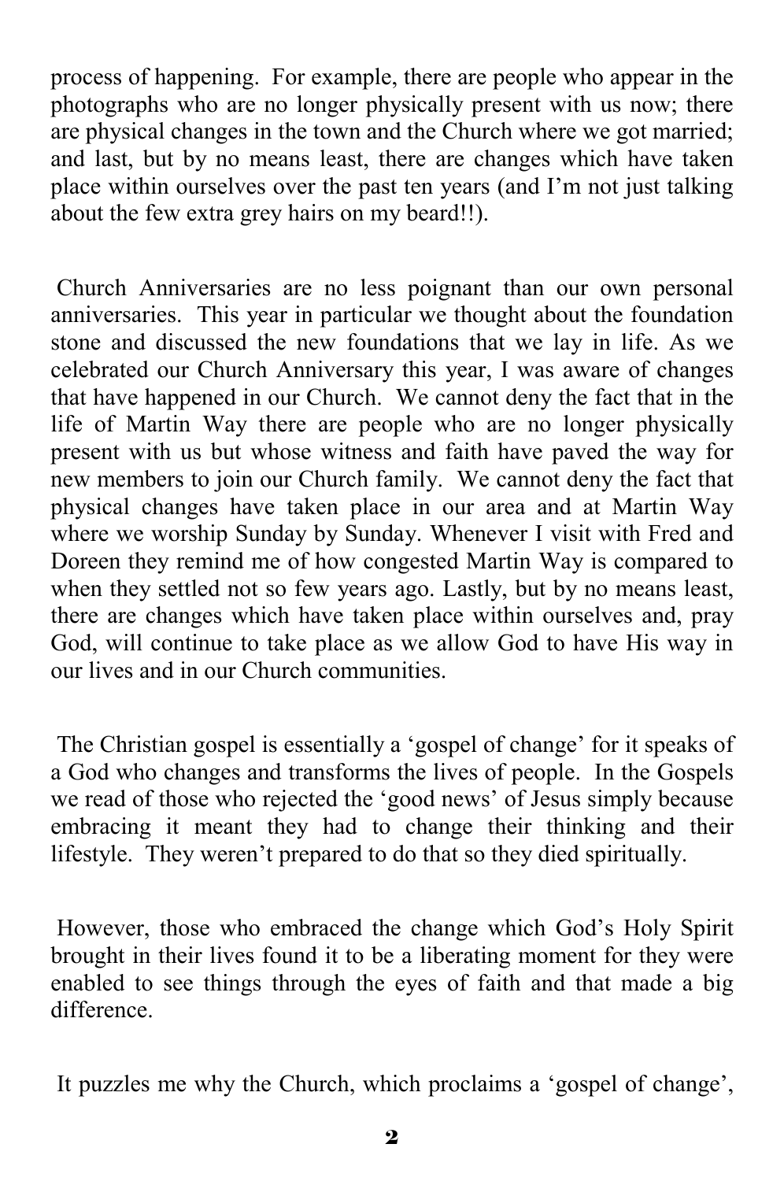process of happening. For example, there are people who appear in the photographs who are no longer physically present with us now; there are physical changes in the town and the Church where we got married; and last, but by no means least, there are changes which have taken place within ourselves over the past ten years (and I'm not just talking about the few extra grey hairs on my beard!!).

Church Anniversaries are no less poignant than our own personal anniversaries. This year in particular we thought about the foundation stone and discussed the new foundations that we lay in life. As we celebrated our Church Anniversary this year, I was aware of changes that have happened in our Church. We cannot deny the fact that in the life of Martin Way there are people who are no longer physically present with us but whose witness and faith have paved the way for new members to join our Church family. We cannot deny the fact that physical changes have taken place in our area and at Martin Way where we worship Sunday by Sunday. Whenever I visit with Fred and Doreen they remind me of how congested Martin Way is compared to when they settled not so few years ago. Lastly, but by no means least, there are changes which have taken place within ourselves and, pray God, will continue to take place as we allow God to have His way in our lives and in our Church communities.

The Christian gospel is essentially a 'gospel of change' for it speaks of a God who changes and transforms the lives of people. In the Gospels we read of those who rejected the 'good news' of Jesus simply because embracing it meant they had to change their thinking and their lifestyle. They weren't prepared to do that so they died spiritually.

However, those who embraced the change which God's Holy Spirit brought in their lives found it to be a liberating moment for they were enabled to see things through the eyes of faith and that made a big difference.

It puzzles me why the Church, which proclaims a 'gospel of change',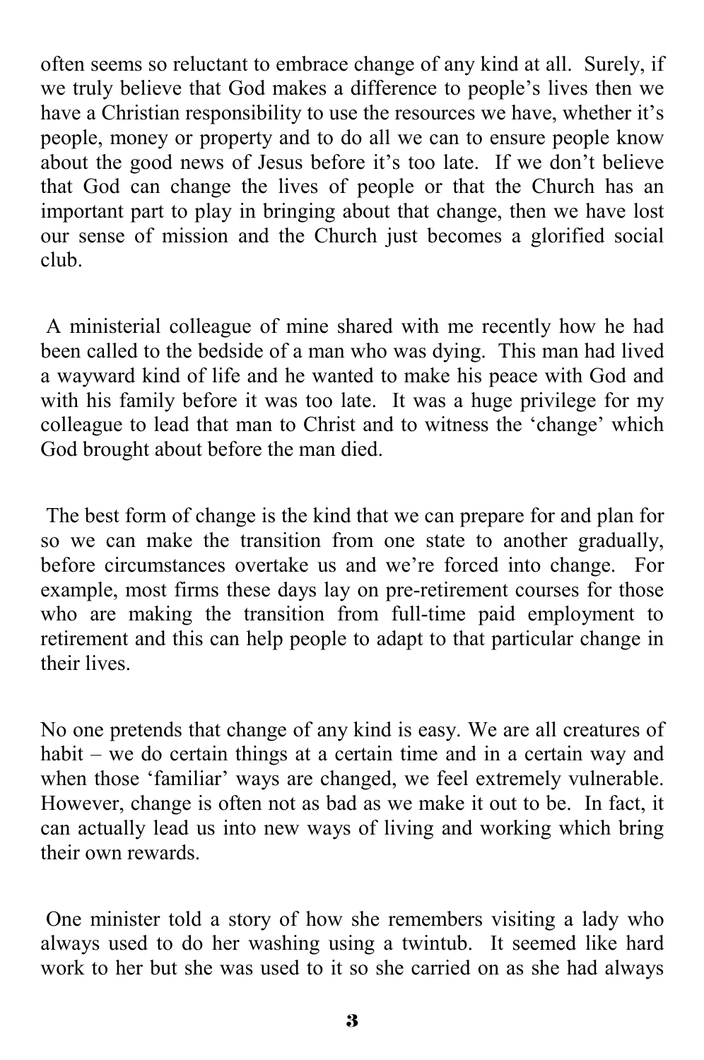often seems so reluctant to embrace change of any kind at all. Surely, if we truly believe that God makes a difference to people's lives then we have a Christian responsibility to use the resources we have, whether it's people, money or property and to do all we can to ensure people know about the good news of Jesus before it's too late. If we don't believe that God can change the lives of people or that the Church has an important part to play in bringing about that change, then we have lost our sense of mission and the Church just becomes a glorified social club.

A ministerial colleague of mine shared with me recently how he had been called to the bedside of a man who was dying. This man had lived a wayward kind of life and he wanted to make his peace with God and with his family before it was too late. It was a huge privilege for my colleague to lead that man to Christ and to witness the 'change' which God brought about before the man died.

The best form of change is the kind that we can prepare for and plan for so we can make the transition from one state to another gradually, before circumstances overtake us and we're forced into change. For example, most firms these days lay on pre-retirement courses for those who are making the transition from full-time paid employment to retirement and this can help people to adapt to that particular change in their lives.

No one pretends that change of any kind is easy. We are all creatures of habit – we do certain things at a certain time and in a certain way and when those 'familiar' ways are changed, we feel extremely vulnerable. However, change is often not as bad as we make it out to be. In fact, it can actually lead us into new ways of living and working which bring their own rewards.

One minister told a story of how she remembers visiting a lady who always used to do her washing using a twintub. It seemed like hard work to her but she was used to it so she carried on as she had always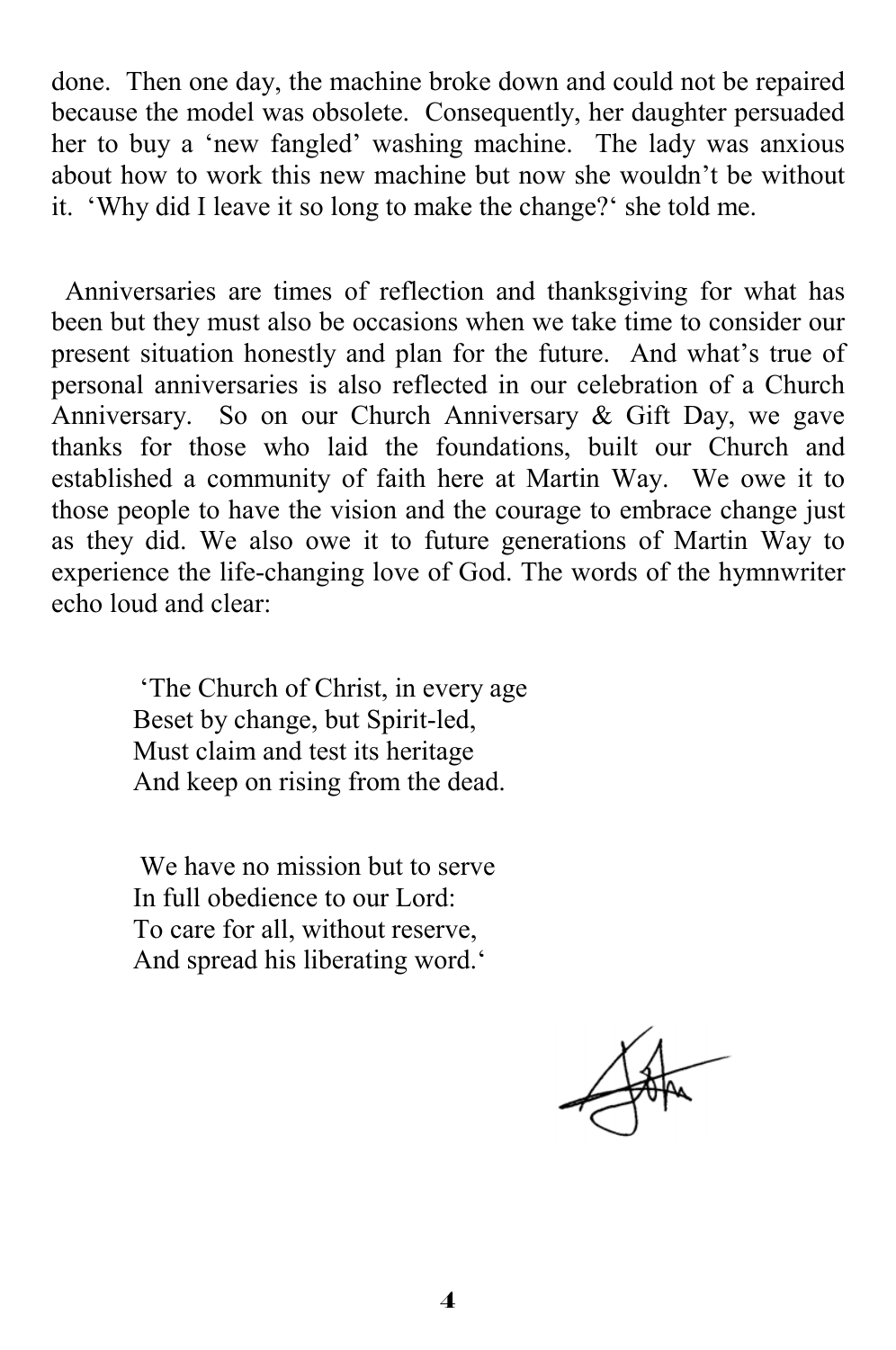done. Then one day, the machine broke down and could not be repaired because the model was obsolete. Consequently, her daughter persuaded her to buy a 'new fangled' washing machine. The lady was anxious about how to work this new machine but now she wouldn't be without it. 'Why did I leave it so long to make the change?' she told me.

Anniversaries are times of reflection and thanksgiving for what has been but they must also be occasions when we take time to consider our present situation honestly and plan for the future. And what's true of personal anniversaries is also reflected in our celebration of a Church Anniversary. So on our Church Anniversary & Gift Day, we gave thanks for those who laid the foundations, built our Church and established a community of faith here at Martin Way. We owe it to those people to have the vision and the courage to embrace change just as they did. We also owe it to future generations of Martin Way to experience the life-changing love of God. The words of the hymnwriter echo loud and clear:

> 'The Church of Christ, in every age
> Beset by change, but Spirit-led,
> Must claim and test its heritage
> And keep on rising from the dead.
>
> We have no mission but to serve
> In full obedience to our Lord:
> To care for all, without reserve,
> And spread his liberating word.'

John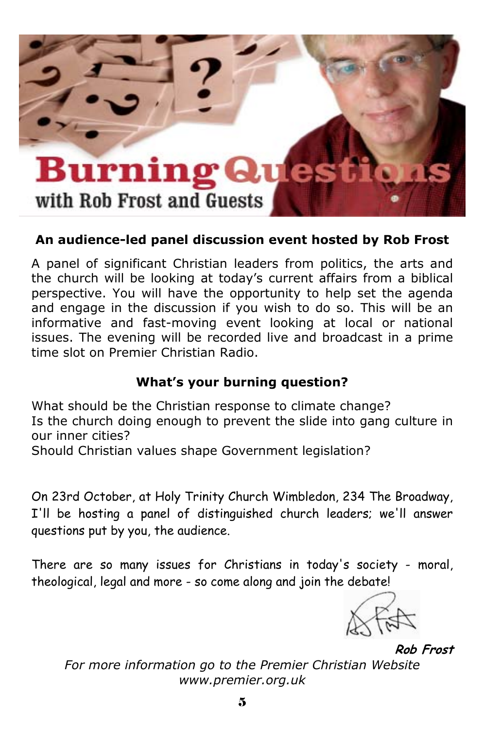# Burning Questions

with Rob Frost and Guests

**An audience-led panel discussion event hosted by Rob Frost**

A panel of significant Christian leaders from politics, the arts and the church will be looking at today's current affairs from a biblical perspective. You will have the opportunity to help set the agenda and engage in the discussion if you wish to do so. This will be an informative and fast-moving event looking at local or national issues. The evening will be recorded live and broadcast in a prime time slot on Premier Christian Radio.

**What's your burning question?**

What should be the Christian response to climate change?
Is the church doing enough to prevent the slide into gang culture in our inner cities?
Should Christian values shape Government legislation?

On 23rd October, at Holy Trinity Church Wimbledon, 234 The Broadway, I'll be hosting a panel of distinguished church leaders; we'll answer questions put by you, the audience.

There are so many issues for Christians in today's society - moral, theological, legal and more - so come along and join the debate!

***Rob Frost***

*For more information go to the Premier Christian Website www.premier.org.uk*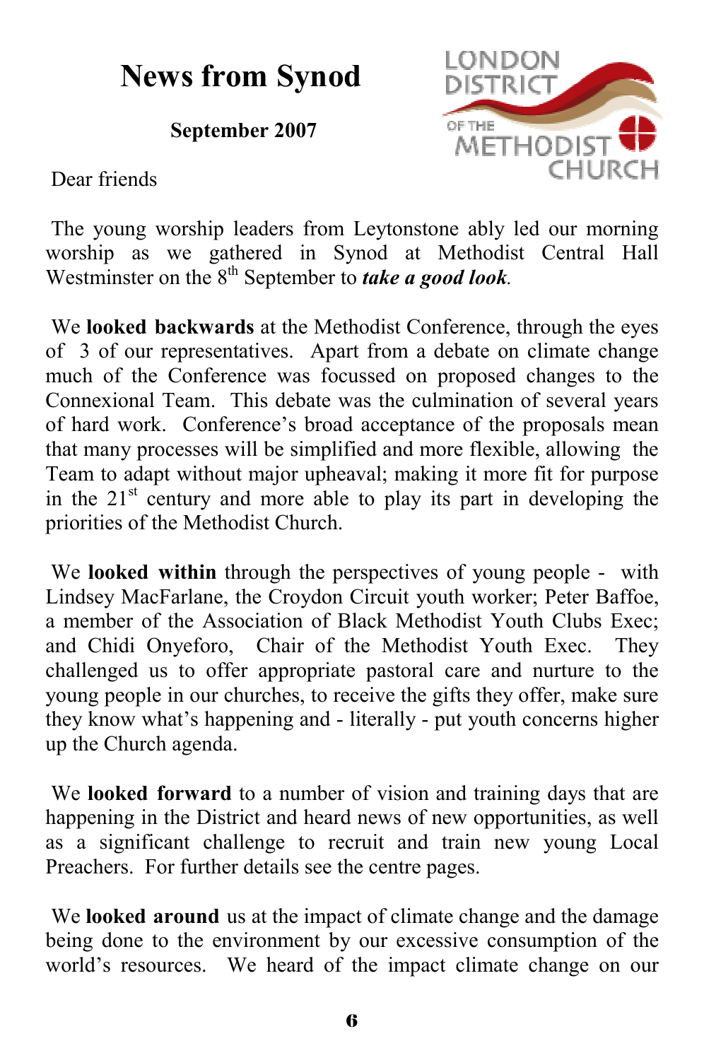# News from Synod

**September 2007**

Dear friends

The young worship leaders from Leytonstone ably led our morning worship as we gathered in Synod at Methodist Central Hall Westminster on the 8th September to ***take a good look***.

We **looked backwards** at the Methodist Conference, through the eyes of 3 of our representatives. Apart from a debate on climate change much of the Conference was focussed on proposed changes to the Connexional Team. This debate was the culmination of several years of hard work. Conference's broad acceptance of the proposals mean that many processes will be simplified and more flexible, allowing the Team to adapt without major upheaval; making it more fit for purpose in the 21st century and more able to play its part in developing the priorities of the Methodist Church.

We **looked within** through the perspectives of young people - with Lindsey MacFarlane, the Croydon Circuit youth worker; Peter Baffoe, a member of the Association of Black Methodist Youth Clubs Exec; and Chidi Onyeforo, Chair of the Methodist Youth Exec. They challenged us to offer appropriate pastoral care and nurture to the young people in our churches, to receive the gifts they offer, make sure they know what's happening and - literally - put youth concerns higher up the Church agenda.

We **looked forward** to a number of vision and training days that are happening in the District and heard news of new opportunities, as well as a significant challenge to recruit and train new young Local Preachers. For further details see the centre pages.

We **looked around** us at the impact of climate change and the damage being done to the environment by our excessive consumption of the world's resources. We heard of the impact climate change on our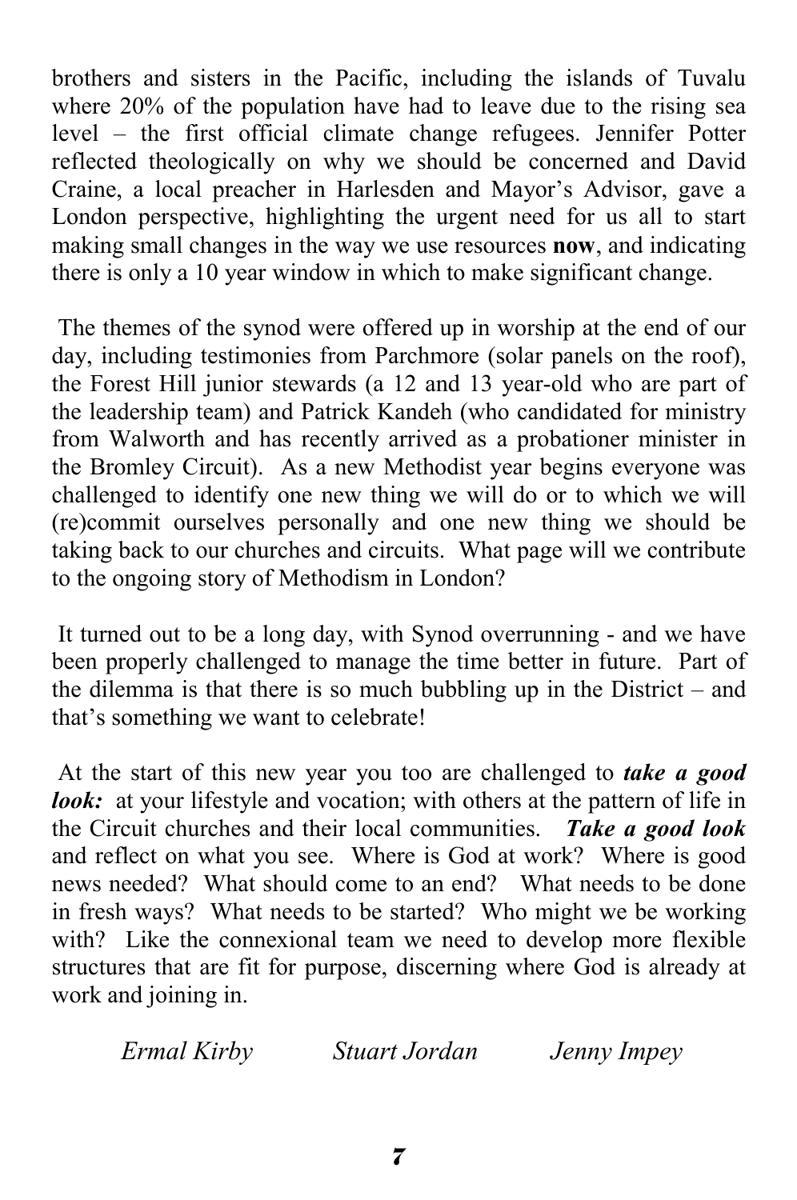brothers and sisters in the Pacific, including the islands of Tuvalu where 20% of the population have had to leave due to the rising sea level – the first official climate change refugees. Jennifer Potter reflected theologically on why we should be concerned and David Craine, a local preacher in Harlesden and Mayor's Advisor, gave a London perspective, highlighting the urgent need for us all to start making small changes in the way we use resources **now**, and indicating there is only a 10 year window in which to make significant change.

The themes of the synod were offered up in worship at the end of our day, including testimonies from Parchmore (solar panels on the roof), the Forest Hill junior stewards (a 12 and 13 year-old who are part of the leadership team) and Patrick Kandeh (who candidated for ministry from Walworth and has recently arrived as a probationer minister in the Bromley Circuit). As a new Methodist year begins everyone was challenged to identify one new thing we will do or to which we will (re)commit ourselves personally and one new thing we should be taking back to our churches and circuits. What page will we contribute to the ongoing story of Methodism in London?

It turned out to be a long day, with Synod overrunning - and we have been properly challenged to manage the time better in future. Part of the dilemma is that there is so much bubbling up in the District – and that's something we want to celebrate!

At the start of this new year you too are challenged to ***take a good look:*** at your lifestyle and vocation; with others at the pattern of life in the Circuit churches and their local communities. ***Take a good look*** and reflect on what you see. Where is God at work? Where is good news needed? What should come to an end? What needs to be done in fresh ways? What needs to be started? Who might we be working with? Like the connexional team we need to develop more flexible structures that are fit for purpose, discerning where God is already at work and joining in.

*Ermal Kirby* *Stuart Jordan* *Jenny Impey*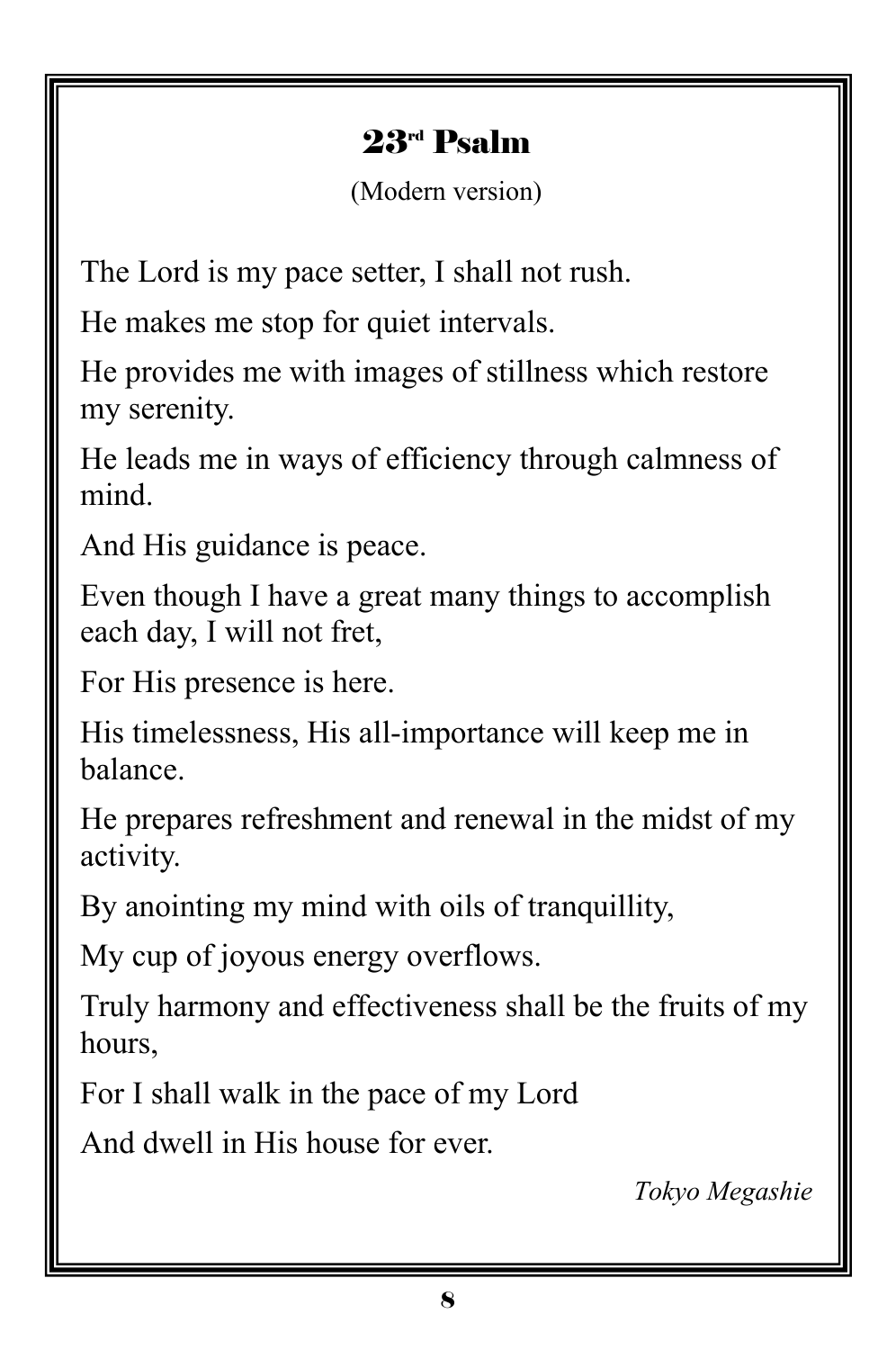## 23rd Psalm

(Modern version)

The Lord is my pace setter, I shall not rush.

He makes me stop for quiet intervals.

He provides me with images of stillness which restore my serenity.

He leads me in ways of efficiency through calmness of mind.

And His guidance is peace.

Even though I have a great many things to accomplish each day, I will not fret,

For His presence is here.

His timelessness, His all-importance will keep me in balance.

He prepares refreshment and renewal in the midst of my activity.

By anointing my mind with oils of tranquillity,

My cup of joyous energy overflows.

Truly harmony and effectiveness shall be the fruits of my hours,

For I shall walk in the pace of my Lord

And dwell in His house for ever.

*Tokyo Megashie*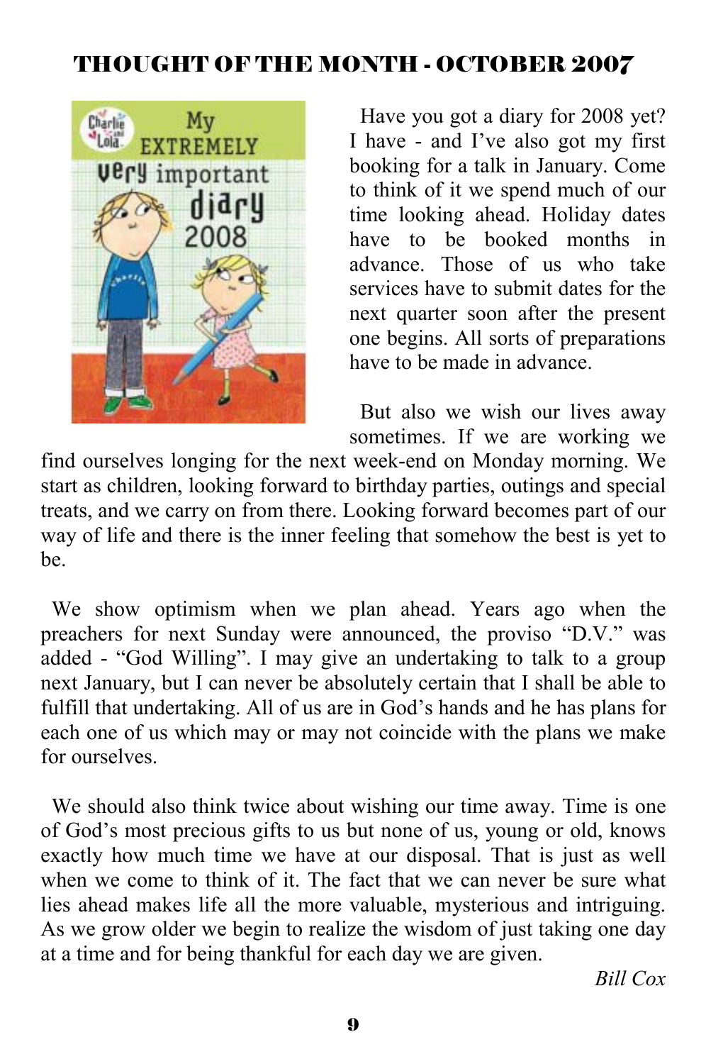# THOUGHT OF THE MONTH - OCTOBER 2007

Have you got a diary for 2008 yet? I have - and I've also got my first booking for a talk in January. Come to think of it we spend much of our time looking ahead. Holiday dates have to be booked months in advance. Those of us who take services have to submit dates for the next quarter soon after the present one begins. All sorts of preparations have to be made in advance.

But also we wish our lives away sometimes. If we are working we find ourselves longing for the next week-end on Monday morning. We start as children, looking forward to birthday parties, outings and special treats, and we carry on from there. Looking forward becomes part of our way of life and there is the inner feeling that somehow the best is yet to be.

We show optimism when we plan ahead. Years ago when the preachers for next Sunday were announced, the proviso "D.V." was added - "God Willing". I may give an undertaking to talk to a group next January, but I can never be absolutely certain that I shall be able to fulfill that undertaking. All of us are in God's hands and he has plans for each one of us which may or may not coincide with the plans we make for ourselves.

We should also think twice about wishing our time away. Time is one of God's most precious gifts to us but none of us, young or old, knows exactly how much time we have at our disposal. That is just as well when we come to think of it. The fact that we can never be sure what lies ahead makes life all the more valuable, mysterious and intriguing. As we grow older we begin to realize the wisdom of just taking one day at a time and for being thankful for each day we are given.

*Bill Cox*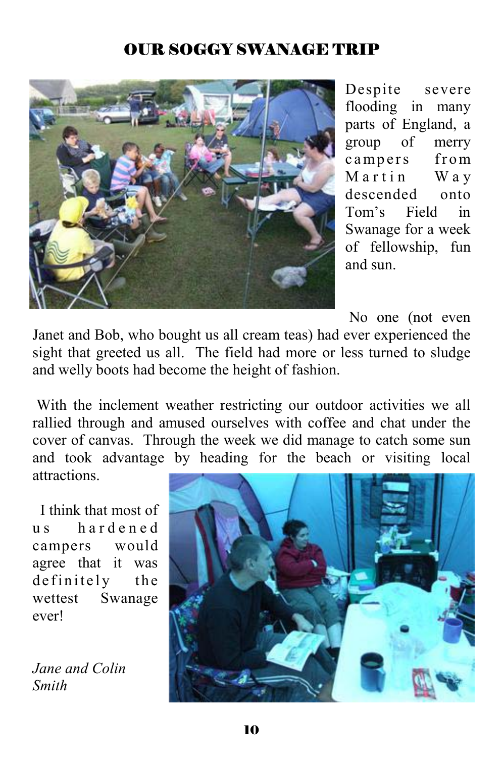# OUR SOGGY SWANAGE TRIP

Despite severe flooding in many parts of England, a group of merry campers from Martin Way descended onto Tom's Field in Swanage for a week of fellowship, fun and sun.

No one (not even Janet and Bob, who bought us all cream teas) had ever experienced the sight that greeted us all. The field had more or less turned to sludge and welly boots had become the height of fashion.

With the inclement weather restricting our outdoor activities we all rallied through and amused ourselves with coffee and chat under the cover of canvas. Through the week we did manage to catch some sun and took advantage by heading for the beach or visiting local attractions.

I think that most of us hardened campers would agree that it was definitely the wettest Swanage ever!

*Jane and Colin Smith*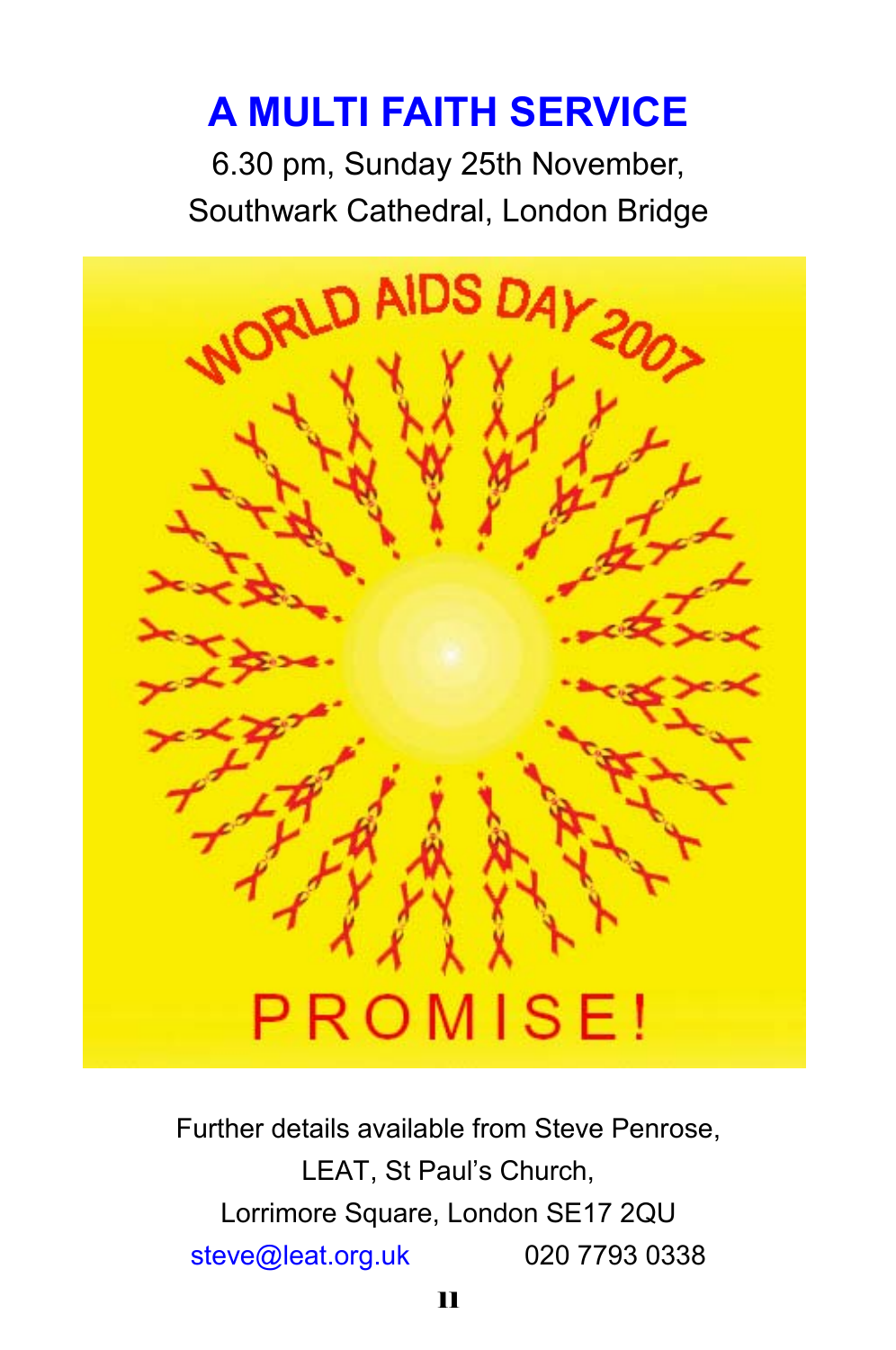# A MULTI FAITH SERVICE

6.30 pm, Sunday 25th November,
Southwark Cathedral, London Bridge

WORLD AIDS DAY 2007

PROMISE!

Further details available from Steve Penrose,
LEAT, St Paul's Church,
Lorrimore Square, London SE17 2QU
steve@leat.org.uk 020 7793 0338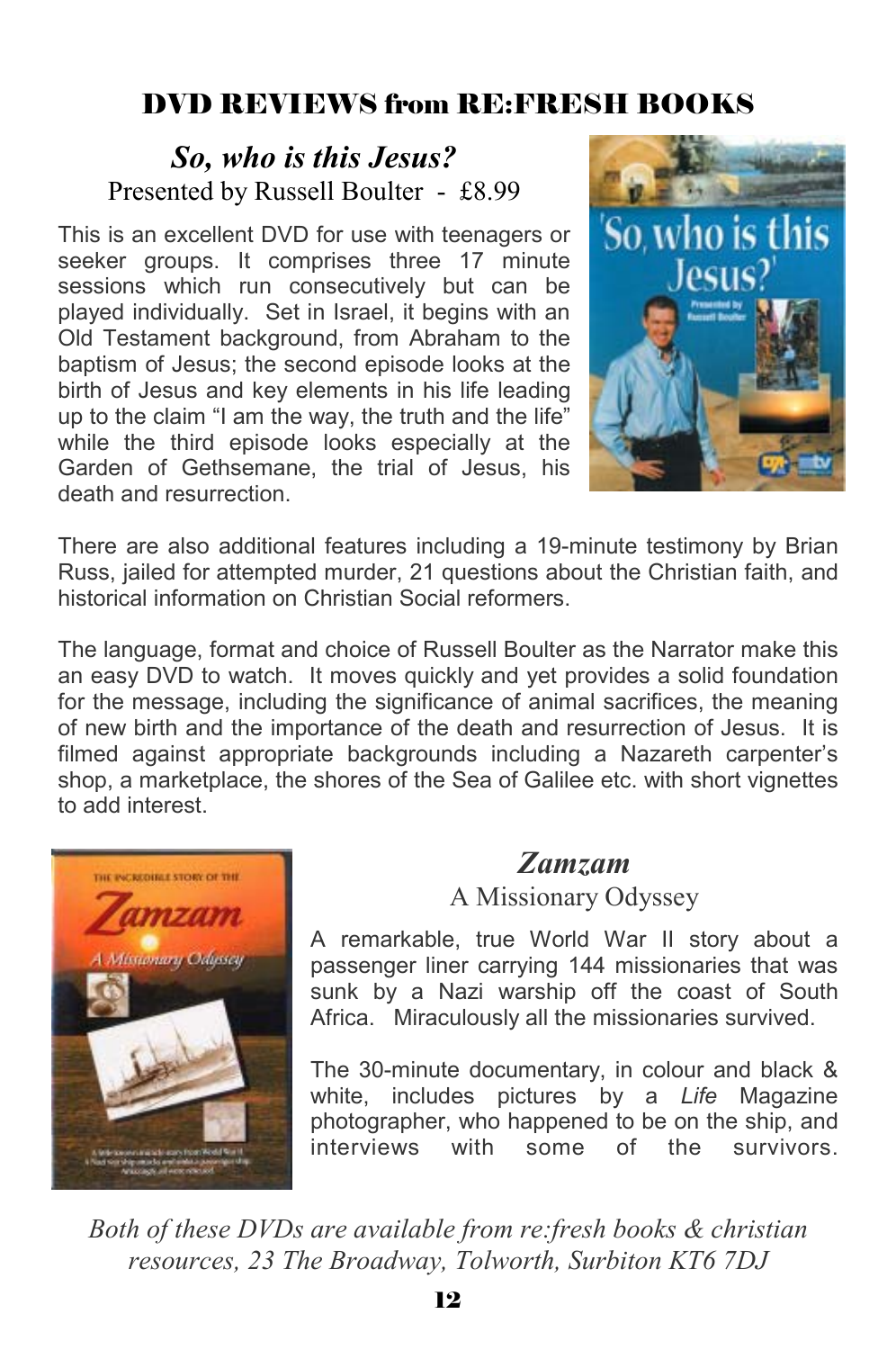## DVD REVIEWS from RE:FRESH BOOKS

### *So, who is this Jesus?*

Presented by Russell Boulter - £8.99

This is an excellent DVD for use with teenagers or seeker groups. It comprises three 17 minute sessions which run consecutively but can be played individually. Set in Israel, it begins with an Old Testament background, from Abraham to the baptism of Jesus; the second episode looks at the birth of Jesus and key elements in his life leading up to the claim "I am the way, the truth and the life" while the third episode looks especially at the Garden of Gethsemane, the trial of Jesus, his death and resurrection.

There are also additional features including a 19-minute testimony by Brian Russ, jailed for attempted murder, 21 questions about the Christian faith, and historical information on Christian Social reformers.

The language, format and choice of Russell Boulter as the Narrator make this an easy DVD to watch. It moves quickly and yet provides a solid foundation for the message, including the significance of animal sacrifices, the meaning of new birth and the importance of the death and resurrection of Jesus. It is filmed against appropriate backgrounds including a Nazareth carpenter's shop, a marketplace, the shores of the Sea of Galilee etc. with short vignettes to add interest.

### *Zamzam*

A Missionary Odyssey

A remarkable, true World War II story about a passenger liner carrying 144 missionaries that was sunk by a Nazi warship off the coast of South Africa. Miraculously all the missionaries survived.

The 30-minute documentary, in colour and black & white, includes pictures by a *Life* Magazine photographer, who happened to be on the ship, and interviews with some of the survivors.

*Both of these DVDs are available from re:fresh books & christian resources, 23 The Broadway, Tolworth, Surbiton KT6 7DJ*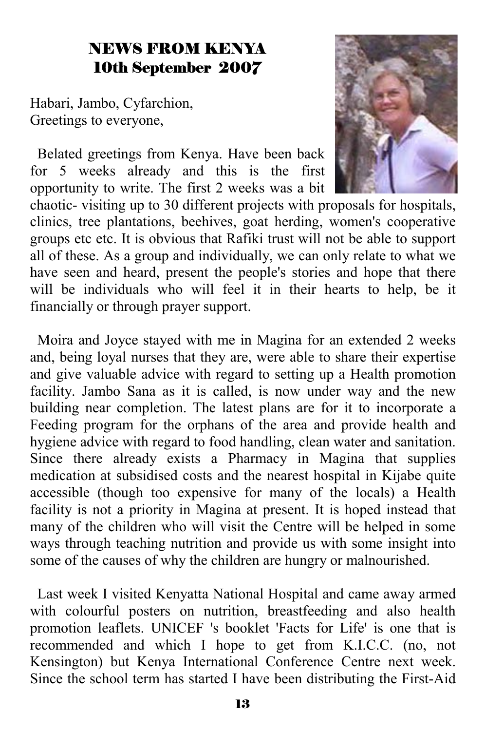## NEWS FROM KENYA
## 10th September 2007

Habari, Jambo, Cyfarchion,
Greetings to everyone,

Belated greetings from Kenya. Have been back for 5 weeks already and this is the first opportunity to write. The first 2 weeks was a bit chaotic- visiting up to 30 different projects with proposals for hospitals, clinics, tree plantations, beehives, goat herding, women's cooperative groups etc etc. It is obvious that Rafiki trust will not be able to support all of these. As a group and individually, we can only relate to what we have seen and heard, present the people's stories and hope that there will be individuals who will feel it in their hearts to help, be it financially or through prayer support.

Moira and Joyce stayed with me in Magina for an extended 2 weeks and, being loyal nurses that they are, were able to share their expertise and give valuable advice with regard to setting up a Health promotion facility. Jambo Sana as it is called, is now under way and the new building near completion. The latest plans are for it to incorporate a Feeding program for the orphans of the area and provide health and hygiene advice with regard to food handling, clean water and sanitation. Since there already exists a Pharmacy in Magina that supplies medication at subsidised costs and the nearest hospital in Kijabe quite accessible (though too expensive for many of the locals) a Health facility is not a priority in Magina at present. It is hoped instead that many of the children who will visit the Centre will be helped in some ways through teaching nutrition and provide us with some insight into some of the causes of why the children are hungry or malnourished.

Last week I visited Kenyatta National Hospital and came away armed with colourful posters on nutrition, breastfeeding and also health promotion leaflets. UNICEF 's booklet 'Facts for Life' is one that is recommended and which I hope to get from K.I.C.C. (no, not Kensington) but Kenya International Conference Centre next week. Since the school term has started I have been distributing the First-Aid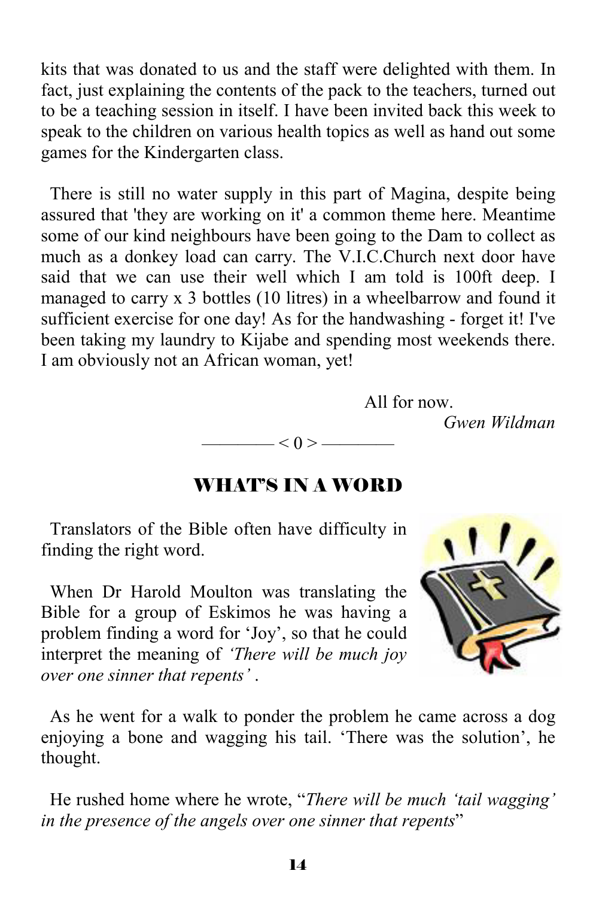kits that was donated to us and the staff were delighted with them. In fact, just explaining the contents of the pack to the teachers, turned out to be a teaching session in itself. I have been invited back this week to speak to the children on various health topics as well as hand out some games for the Kindergarten class.

There is still no water supply in this part of Magina, despite being assured that 'they are working on it' a common theme here. Meantime some of our kind neighbours have been going to the Dam to collect as much as a donkey load can carry. The V.I.C.Church next door have said that we can use their well which I am told is 100ft deep. I managed to carry x 3 bottles (10 litres) in a wheelbarrow and found it sufficient exercise for one day! As for the handwashing - forget it! I've been taking my laundry to Kijabe and spending most weekends there. I am obviously not an African woman, yet!

All for now.

*Gwen Wildman*

———— < 0 > ————

## WHAT'S IN A WORD

Translators of the Bible often have difficulty in finding the right word.

When Dr Harold Moulton was translating the Bible for a group of Eskimos he was having a problem finding a word for 'Joy', so that he could interpret the meaning of *'There will be much joy over one sinner that repents'* .

As he went for a walk to ponder the problem he came across a dog enjoying a bone and wagging his tail. 'There was the solution', he thought.

He rushed home where he wrote, "*There will be much 'tail wagging' in the presence of the angels over one sinner that repents*"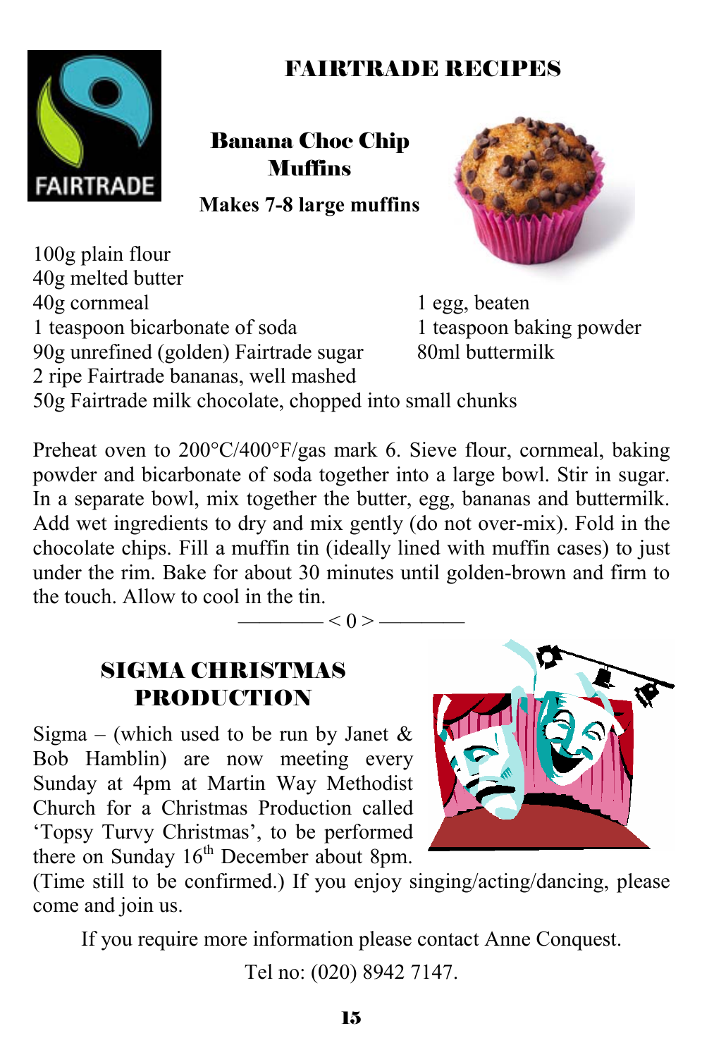# FAIRTRADE RECIPES

## Banana Choc Chip Muffins

**Makes 7-8 large muffins**

100g plain flour
40g melted butter
40g cornmeal
1 teaspoon bicarbonate of soda
90g unrefined (golden) Fairtrade sugar
2 ripe Fairtrade bananas, well mashed
50g Fairtrade milk chocolate, chopped into small chunks
1 egg, beaten
1 teaspoon baking powder
80ml buttermilk

Preheat oven to 200°C/400°F/gas mark 6. Sieve flour, cornmeal, baking powder and bicarbonate of soda together into a large bowl. Stir in sugar. In a separate bowl, mix together the butter, egg, bananas and buttermilk. Add wet ingredients to dry and mix gently (do not over-mix). Fold in the chocolate chips. Fill a muffin tin (ideally lined with muffin cases) to just under the rim. Bake for about 30 minutes until golden-brown and firm to the touch. Allow to cool in the tin.

———— < 0 > ————

## SIGMA CHRISTMAS PRODUCTION

Sigma – (which used to be run by Janet & Bob Hamblin) are now meeting every Sunday at 4pm at Martin Way Methodist Church for a Christmas Production called 'Topsy Turvy Christmas', to be performed there on Sunday 16th December about 8pm. (Time still to be confirmed.) If you enjoy singing/acting/dancing, please come and join us.

If you require more information please contact Anne Conquest.

Tel no: (020) 8942 7147.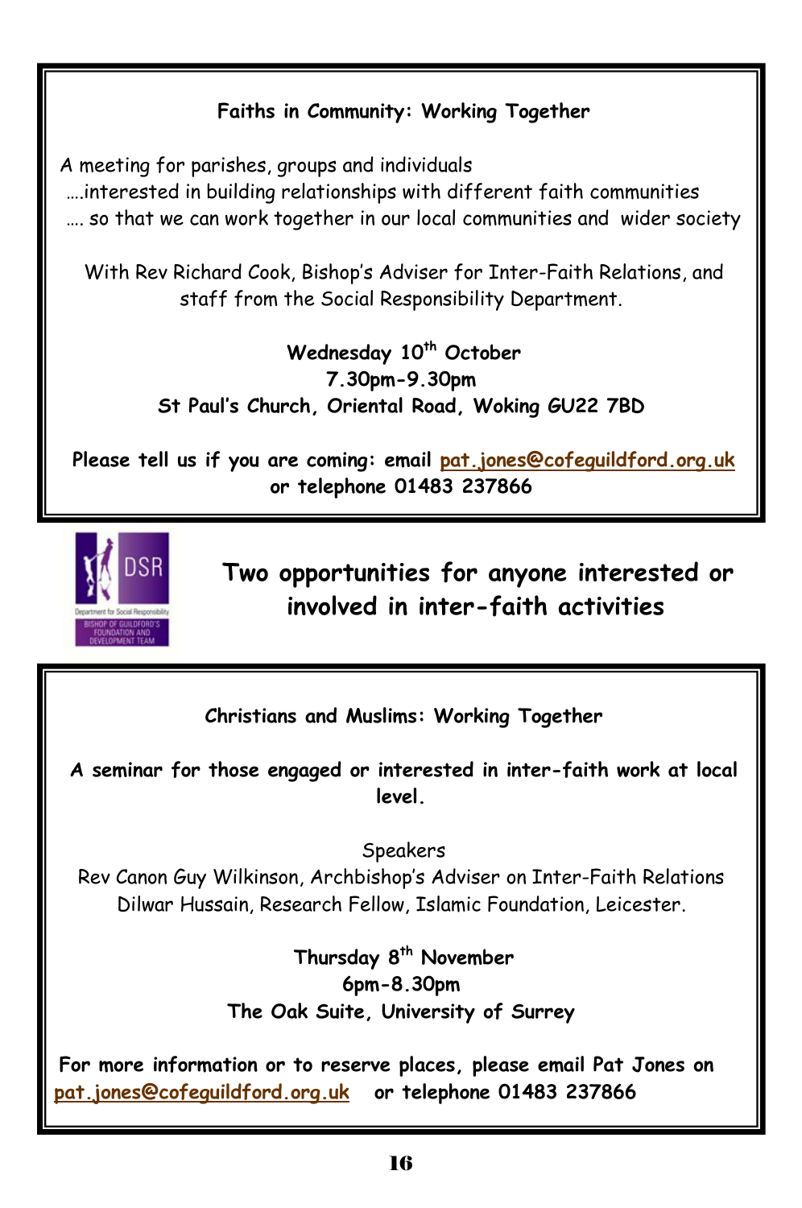**Faiths in Community: Working Together**

A meeting for parishes, groups and individuals
….interested in building relationships with different faith communities
…. so that we can work together in our local communities and wider society

With Rev Richard Cook, Bishop's Adviser for Inter-Faith Relations, and staff from the Social Responsibility Department.

**Wednesday 10th October**
**7.30pm-9.30pm**
**St Paul's Church, Oriental Road, Woking GU22 7BD**

**Please tell us if you are coming: email pat.jones@cofeguildford.org.uk or telephone 01483 237866**

## Two opportunities for anyone interested or involved in inter-faith activities

**Christians and Muslims: Working Together**

**A seminar for those engaged or interested in inter-faith work at local level.**

Speakers
Rev Canon Guy Wilkinson, Archbishop's Adviser on Inter-Faith Relations
Dilwar Hussain, Research Fellow, Islamic Foundation, Leicester.

**Thursday 8th November**
**6pm-8.30pm**
**The Oak Suite, University of Surrey**

**For more information or to reserve places, please email Pat Jones on pat.jones@cofeguildford.org.uk or telephone 01483 237866**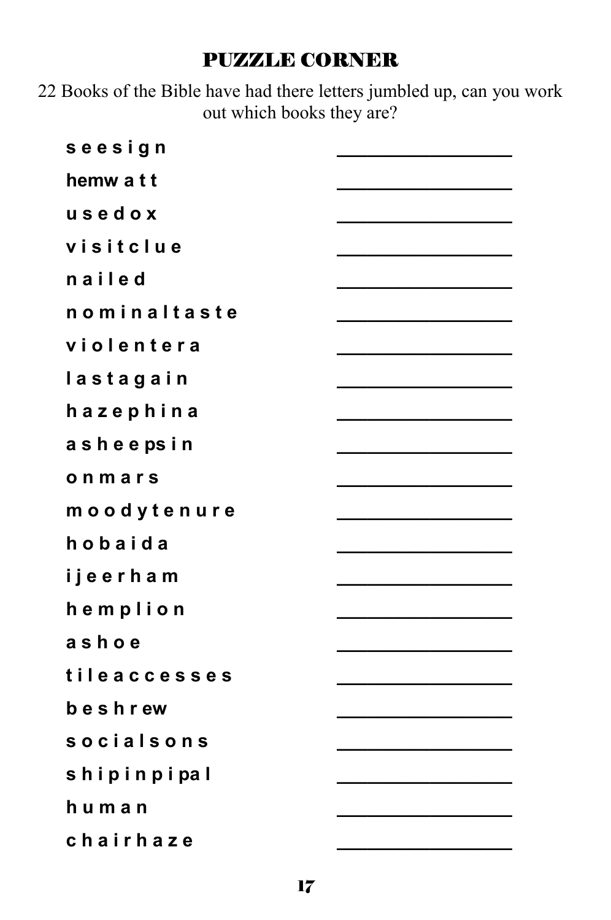## PUZZLE CORNER

22 Books of the Bible have had there letters jumbled up, can you work out which books they are?

| | |
|---|---|
| s e e s i g n | ________________ |
| hemw a t t | ________________ |
| u s e d o x | ________________ |
| v i s i t c l u e | ________________ |
| n a i l e d | ________________ |
| n o m i n a l t a s t e | ________________ |
| v i o l e n t e r a | ________________ |
| l a s t a g a i n | ________________ |
| h a z e p h i n a | ________________ |
| a s h e e ps i n | ________________ |
| o n m a r s | ________________ |
| m o o d y t e n u r e | ________________ |
| h o b a i d a | ________________ |
| i j e e r h a m | ________________ |
| h e m p l i o n | ________________ |
| a s h o e | ________________ |
| t i l e a c c e s s e s | ________________ |
| b e s h r ew | ________________ |
| s o c i a l s o n s | ________________ |
| s h i p i n p i pa l | ________________ |
| h u m a n | ________________ |
| c h a i r h a z e | ________________ |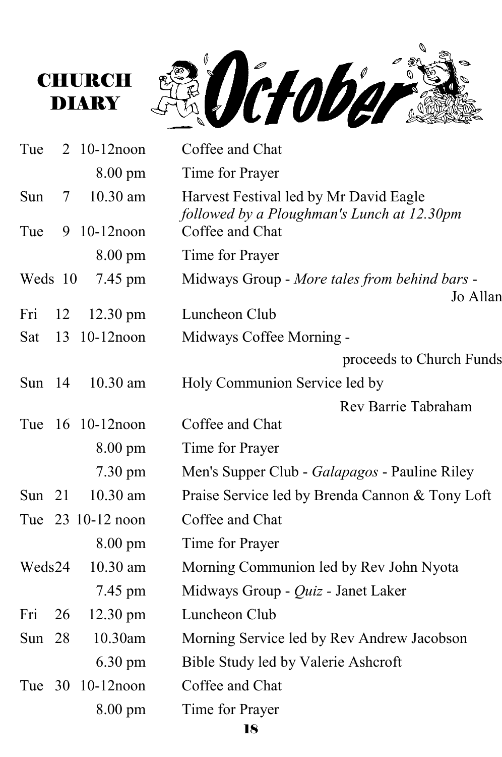# CHURCH DIARY October

| Day | Date | Time | Event |
|---|---|---|---|
| Tue | 2 | 10-12noon | Coffee and Chat |
| | | 8.00 pm | Time for Prayer |
| Sun | 7 | 10.30 am | Harvest Festival led by Mr David Eagle *followed by a Ploughman's Lunch at 12.30pm* |
| Tue | 9 | 10-12noon | Coffee and Chat |
| | | 8.00 pm | Time for Prayer |
| Weds | 10 | 7.45 pm | Midways Group - *More tales from behind bars* - Jo Allan |
| Fri | 12 | 12.30 pm | Luncheon Club |
| Sat | 13 | 10-12noon | Midways Coffee Morning - proceeds to Church Funds |
| Sun | 14 | 10.30 am | Holy Communion Service led by Rev Barrie Tabraham |
| Tue | 16 | 10-12noon | Coffee and Chat |
| | | 8.00 pm | Time for Prayer |
| | | 7.30 pm | Men's Supper Club - *Galapagos* - Pauline Riley |
| Sun | 21 | 10.30 am | Praise Service led by Brenda Cannon & Tony Loft |
| Tue | 23 | 10-12 noon | Coffee and Chat |
| | | 8.00 pm | Time for Prayer |
| Weds | 24 | 10.30 am | Morning Communion led by Rev John Nyota |
| | | 7.45 pm | Midways Group - *Quiz* - Janet Laker |
| Fri | 26 | 12.30 pm | Luncheon Club |
| Sun | 28 | 10.30am | Morning Service led by Rev Andrew Jacobson |
| | | 6.30 pm | Bible Study led by Valerie Ashcroft |
| Tue | 30 | 10-12noon | Coffee and Chat |
| | | 8.00 pm | Time for Prayer |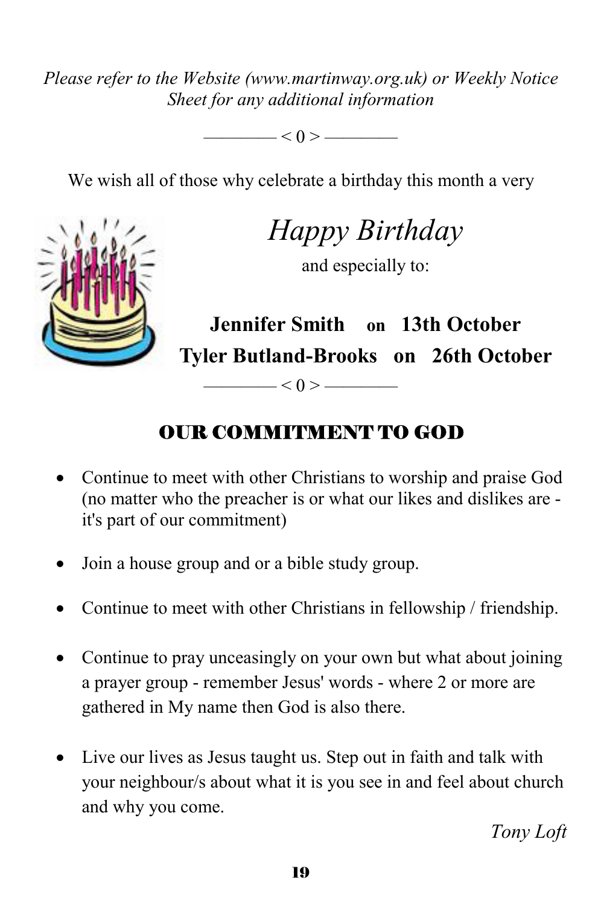*Please refer to the Website (www.martinway.org.uk) or Weekly Notice Sheet for any additional information*

———— < 0 > ————

We wish all of those why celebrate a birthday this month a very

*Happy Birthday*

and especially to:

**Jennifer Smith on 13th October**
**Tyler Butland-Brooks on 26th October**

———— < 0 > ————

## OUR COMMITMENT TO GOD

- Continue to meet with other Christians to worship and praise God (no matter who the preacher is or what our likes and dislikes are - it's part of our commitment)
- Join a house group and or a bible study group.
- Continue to meet with other Christians in fellowship / friendship.
- Continue to pray unceasingly on your own but what about joining a prayer group - remember Jesus' words - where 2 or more are gathered in My name then God is also there.
- Live our lives as Jesus taught us. Step out in faith and talk with your neighbour/s about what it is you see in and feel about church and why you come.

*Tony Loft*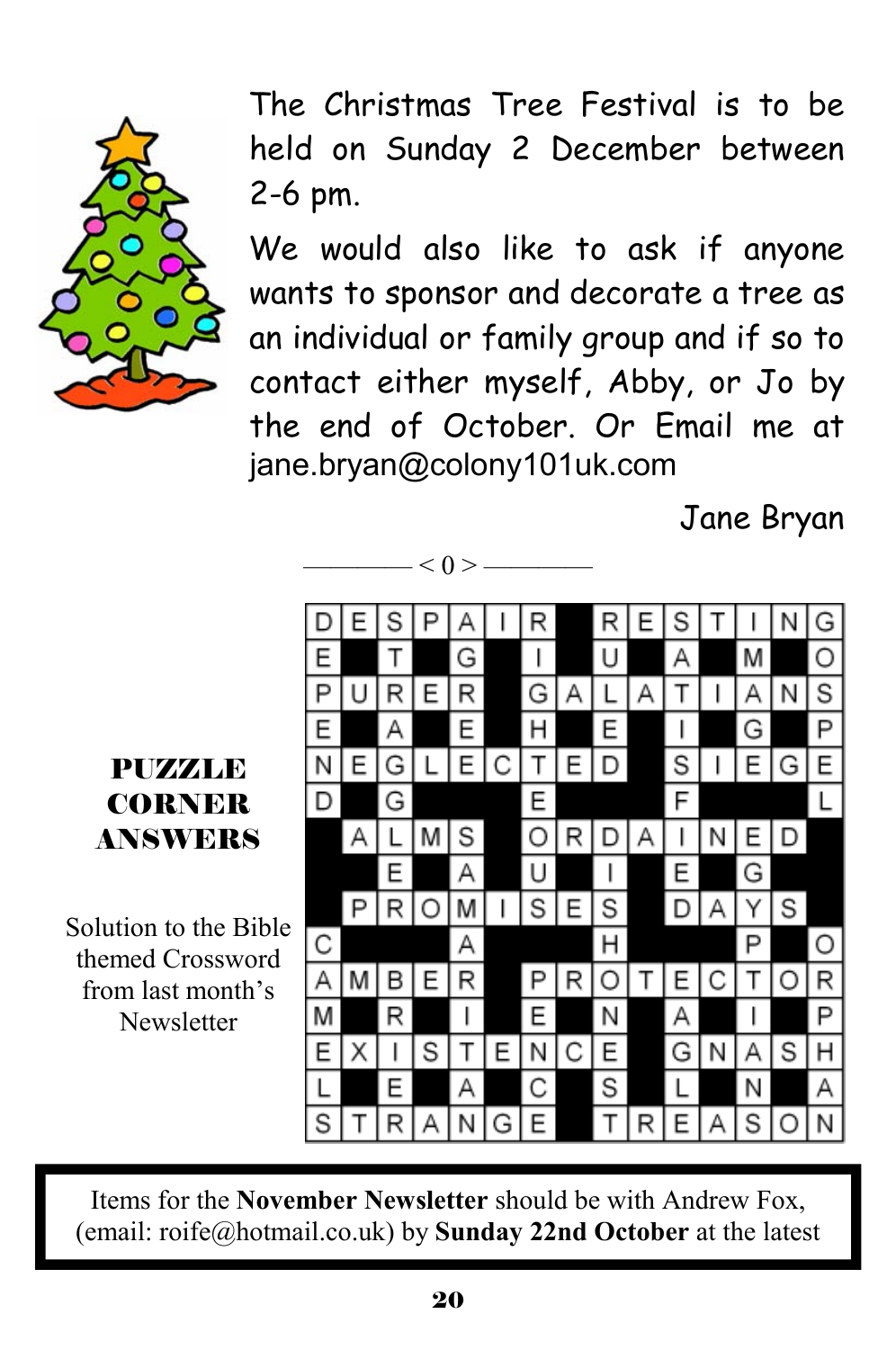The Christmas Tree Festival is to be held on Sunday 2 December between 2-6 pm.

We would also like to ask if anyone wants to sponsor and decorate a tree as an individual or family group and if so to contact either myself, Abby, or Jo by the end of October. Or Email me at jane.bryan@colony101uk.com

Jane Bryan

———— < 0 > ————

## PUZZLE CORNER ANSWERS

Solution to the Bible themed Crossword from last month's Newsletter

| | | | | | | | | | | | | | | |
|---|---|---|---|---|---|---|---|---|---|---|---|---|---|---|
| D | E | S | P | A | I | R | | R | E | S | T | I | N | G |
| E | | T | | G | | I | | U | | A | | M | | O |
| P | U | R | E | R | | G | A | L | A | T | I | A | N | S |
| E | | A | | E | | H | | E | | I | | G | | P |
| N | E | G | L | E | C | T | E | D | | S | I | E | G | E |
| D | | G | | | | E | | | | F | | | | L |
| | A | L | M | S | | O | R | D | A | I | N | E | D | |
| | | E | | A | | U | | I | | E | | G | | |
| | P | R | O | M | I | S | E | S | | D | A | Y | S | |
| C | | | | A | | | | H | | | | P | | O |
| A | M | B | E | R | | P | R | O | T | E | C | T | O | R |
| M | | R | | I | | E | | N | | A | | I | | P |
| E | X | I | S | T | E | N | C | E | | G | N | A | S | H |
| L | | E | | A | | C | | S | | L | | N | | A |
| S | T | R | A | N | G | E | | T | R | E | A | S | O | N |

Items for the **November Newsletter** should be with Andrew Fox, (email: roife@hotmail.co.uk) by **Sunday 22nd October** at the latest